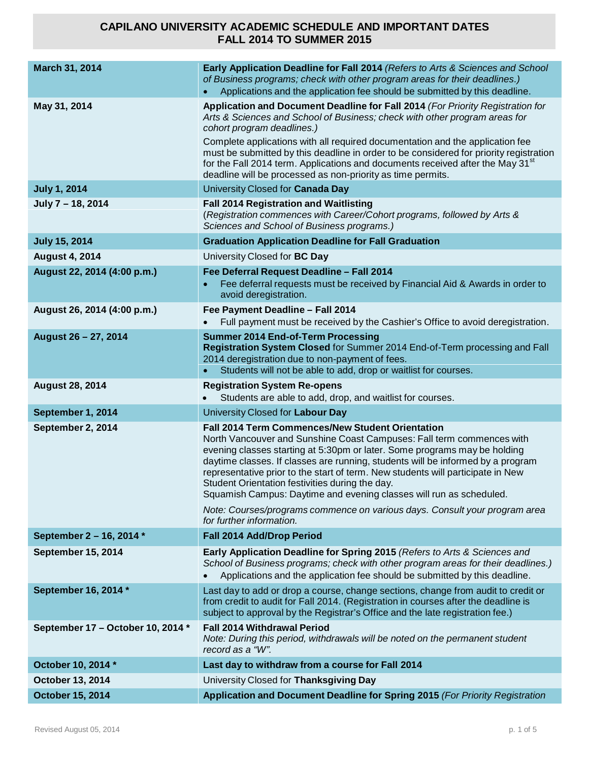# CAPILANO UNIVERSITY ACADEMIC SCHEDULE AND IMPORTANT DATES
# FALL 2014 TO SUMMER 2015

| Date | Event |
|---|---|
| **March 31, 2014** | **Early Application Deadline for Fall 2014** *(Refers to Arts & Sciences and School of Business programs; check with other program areas for their deadlines.)*<br>• Applications and the application fee should be submitted by this deadline. |
| **May 31, 2014** | **Application and Document Deadline for Fall 2014** *(For Priority Registration for Arts & Sciences and School of Business; check with other program areas for cohort program deadlines.)*<br>Complete applications with all required documentation and the application fee must be submitted by this deadline in order to be considered for priority registration for the Fall 2014 term. Applications and documents received after the May 31st deadline will be processed as non-priority as time permits. |
| **July 1, 2014** | University Closed for **Canada Day** |
| **July 7 – 18, 2014** | **Fall 2014 Registration and Waitlisting**<br>(*Registration commences with Career/Cohort programs, followed by Arts & Sciences and School of Business programs.)* |
| **July 15, 2014** | **Graduation Application Deadline for Fall Graduation** |
| **August 4, 2014** | University Closed for **BC Day** |
| **August 22, 2014 (4:00 p.m.)** | **Fee Deferral Request Deadline – Fall 2014**<br>• Fee deferral requests must be received by Financial Aid & Awards in order to avoid deregistration. |
| **August 26, 2014 (4:00 p.m.)** | **Fee Payment Deadline – Fall 2014**<br>• Full payment must be received by the Cashier's Office to avoid deregistration. |
| **August 26 – 27, 2014** | **Summer 2014 End-of-Term Processing**<br>**Registration System Closed** for Summer 2014 End-of-Term processing and Fall 2014 deregistration due to non-payment of fees.<br>• Students will not be able to add, drop or waitlist for courses. |
| **August 28, 2014** | **Registration System Re-opens**<br>• Students are able to add, drop, and waitlist for courses. |
| **September 1, 2014** | University Closed for **Labour Day** |
| **September 2, 2014** | **Fall 2014 Term Commences/New Student Orientation**<br>North Vancouver and Sunshine Coast Campuses: Fall term commences with evening classes starting at 5:30pm or later. Some programs may be holding daytime classes. If classes are running, students will be informed by a program representative prior to the start of term. New students will participate in New Student Orientation festivities during the day.<br>Squamish Campus: Daytime and evening classes will run as scheduled.<br>*Note: Courses/programs commence on various days. Consult your program area for further information.* |
| **September 2 – 16, 2014 \*** | **Fall 2014 Add/Drop Period** |
| **September 15, 2014** | **Early Application Deadline for Spring 2015** *(Refers to Arts & Sciences and School of Business programs; check with other program areas for their deadlines.)*<br>• Applications and the application fee should be submitted by this deadline. |
| **September 16, 2014 \*** | Last day to add or drop a course, change sections, change from audit to credit or from credit to audit for Fall 2014. (Registration in courses after the deadline is subject to approval by the Registrar's Office and the late registration fee.) |
| **September 17 – October 10, 2014 \*** | **Fall 2014 Withdrawal Period**<br>*Note: During this period, withdrawals will be noted on the permanent student record as a "W".* |
| **October 10, 2014 \*** | **Last day to withdraw from a course for Fall 2014** |
| **October 13, 2014** | University Closed for **Thanksgiving Day** |
| **October 15, 2014** | **Application and Document Deadline for Spring 2015** *(For Priority Registration* |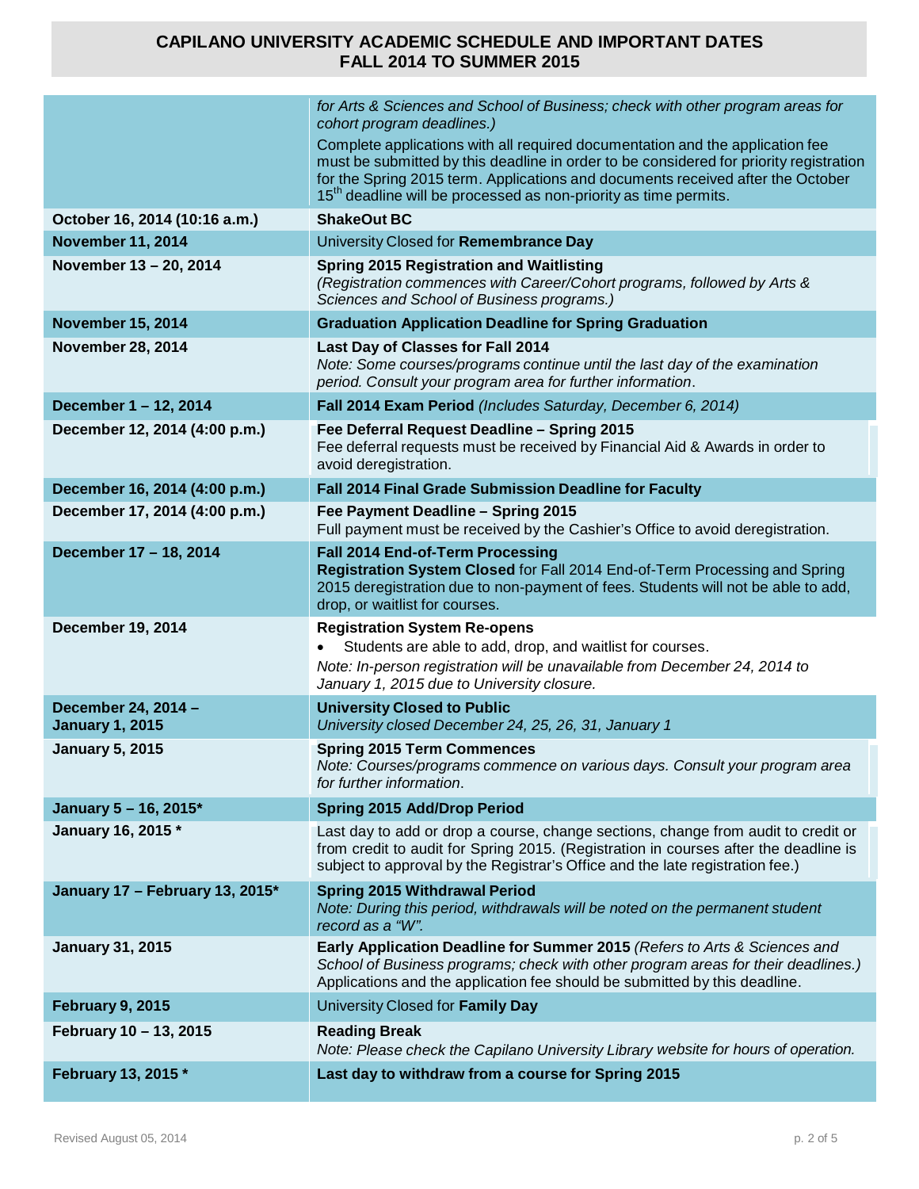# CAPILANO UNIVERSITY ACADEMIC SCHEDULE AND IMPORTANT DATES FALL 2014 TO SUMMER 2015

| Date | Event |
|---|---|
| | *for Arts & Sciences and School of Business; check with other program areas for cohort program deadlines.)* Complete applications with all required documentation and the application fee must be submitted by this deadline in order to be considered for priority registration for the Spring 2015 term. Applications and documents received after the October 15th deadline will be processed as non-priority as time permits. |
| **October 16, 2014 (10:16 a.m.)** | **ShakeOut BC** |
| **November 11, 2014** | University Closed for **Remembrance Day** |
| **November 13 – 20, 2014** | **Spring 2015 Registration and Waitlisting** *(Registration commences with Career/Cohort programs, followed by Arts & Sciences and School of Business programs.)* |
| **November 15, 2014** | **Graduation Application Deadline for Spring Graduation** |
| **November 28, 2014** | **Last Day of Classes for Fall 2014** *Note: Some courses/programs continue until the last day of the examination period. Consult your program area for further information.* |
| **December 1 – 12, 2014** | **Fall 2014 Exam Period** *(Includes Saturday, December 6, 2014)* |
| **December 12, 2014 (4:00 p.m.)** | **Fee Deferral Request Deadline – Spring 2015** Fee deferral requests must be received by Financial Aid & Awards in order to avoid deregistration. |
| **December 16, 2014 (4:00 p.m.)** | **Fall 2014 Final Grade Submission Deadline for Faculty** |
| **December 17, 2014 (4:00 p.m.)** | **Fee Payment Deadline – Spring 2015** Full payment must be received by the Cashier's Office to avoid deregistration. |
| **December 17 – 18, 2014** | **Fall 2014 End-of-Term Processing** **Registration System Closed** for Fall 2014 End-of-Term Processing and Spring 2015 deregistration due to non-payment of fees. Students will not be able to add, drop, or waitlist for courses. |
| **December 19, 2014** | **Registration System Re-opens** • Students are able to add, drop, and waitlist for courses. *Note: In-person registration will be unavailable from December 24, 2014 to January 1, 2015 due to University closure.* |
| **December 24, 2014 – January 1, 2015** | **University Closed to Public** *University closed December 24, 25, 26, 31, January 1* |
| **January 5, 2015** | **Spring 2015 Term Commences** *Note: Courses/programs commence on various days. Consult your program area for further information.* |
| **January 5 – 16, 2015*** | **Spring 2015 Add/Drop Period** |
| **January 16, 2015 *** | Last day to add or drop a course, change sections, change from audit to credit or from credit to audit for Spring 2015. (Registration in courses after the deadline is subject to approval by the Registrar's Office and the late registration fee.) |
| **January 17 – February 13, 2015*** | **Spring 2015 Withdrawal Period** *Note: During this period, withdrawals will be noted on the permanent student record as a "W".* |
| **January 31, 2015** | **Early Application Deadline for Summer 2015** *(Refers to Arts & Sciences and School of Business programs; check with other program areas for their deadlines.)* Applications and the application fee should be submitted by this deadline. |
| **February 9, 2015** | University Closed for **Family Day** |
| **February 10 – 13, 2015** | **Reading Break** *Note: Please check the Capilano University Library website for hours of operation.* |
| **February 13, 2015 *** | **Last day to withdraw from a course for Spring 2015** |

Revised August 05, 2014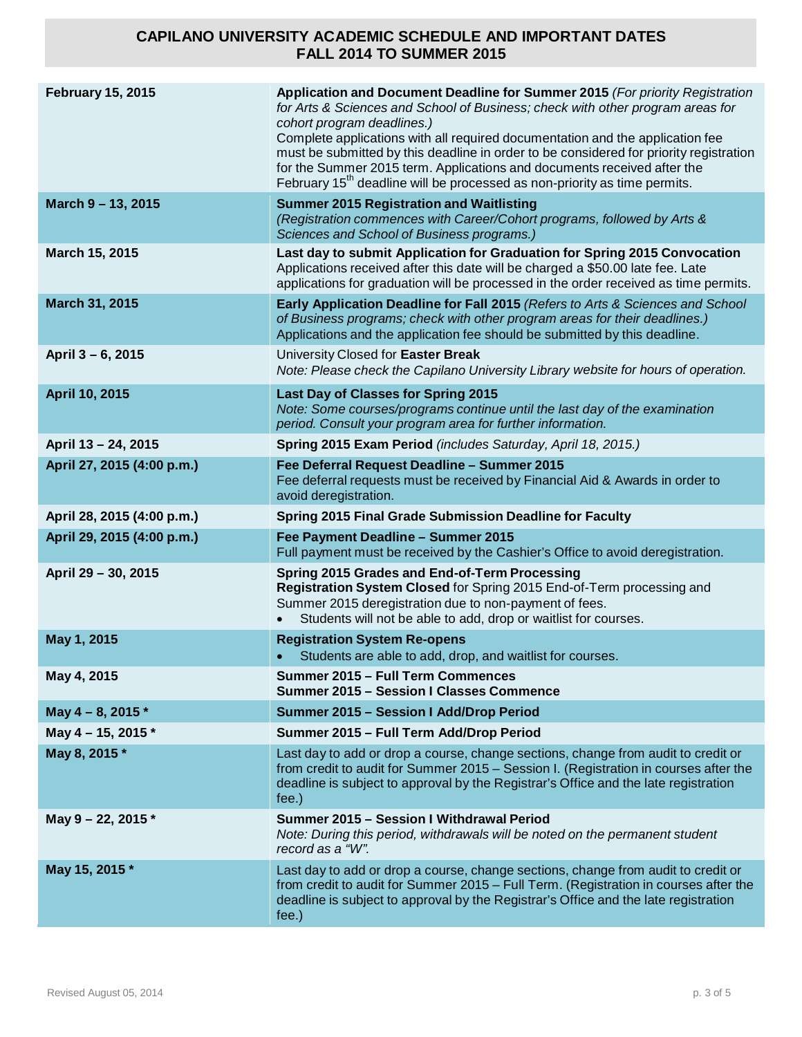# CAPILANO UNIVERSITY ACADEMIC SCHEDULE AND IMPORTANT DATES FALL 2014 TO SUMMER 2015

| Date | Event |
|---|---|
| **February 15, 2015** | **Application and Document Deadline for Summer 2015** *(For priority Registration for Arts & Sciences and School of Business; check with other program areas for cohort program deadlines.)* Complete applications with all required documentation and the application fee must be submitted by this deadline in order to be considered for priority registration for the Summer 2015 term. Applications and documents received after the February 15th deadline will be processed as non-priority as time permits. |
| **March 9 – 13, 2015** | **Summer 2015 Registration and Waitlisting** *(Registration commences with Career/Cohort programs, followed by Arts & Sciences and School of Business programs.)* |
| **March 15, 2015** | **Last day to submit Application for Graduation for Spring 2015 Convocation** Applications received after this date will be charged a $50.00 late fee. Late applications for graduation will be processed in the order received as time permits. |
| **March 31, 2015** | **Early Application Deadline for Fall 2015** *(Refers to Arts & Sciences and School of Business programs; check with other program areas for their deadlines.)* Applications and the application fee should be submitted by this deadline. |
| **April 3 – 6, 2015** | University Closed for **Easter Break** *Note: Please check the Capilano University Library website for hours of operation.* |
| **April 10, 2015** | **Last Day of Classes for Spring 2015** *Note: Some courses/programs continue until the last day of the examination period. Consult your program area for further information.* |
| **April 13 – 24, 2015** | **Spring 2015 Exam Period** *(includes Saturday, April 18, 2015.)* |
| **April 27, 2015 (4:00 p.m.)** | **Fee Deferral Request Deadline – Summer 2015** Fee deferral requests must be received by Financial Aid & Awards in order to avoid deregistration. |
| **April 28, 2015 (4:00 p.m.)** | **Spring 2015 Final Grade Submission Deadline for Faculty** |
| **April 29, 2015 (4:00 p.m.)** | **Fee Payment Deadline – Summer 2015** Full payment must be received by the Cashier's Office to avoid deregistration. |
| **April 29 – 30, 2015** | **Spring 2015 Grades and End-of-Term Processing** **Registration System Closed** for Spring 2015 End-of-Term processing and Summer 2015 deregistration due to non-payment of fees. • Students will not be able to add, drop or waitlist for courses. |
| **May 1, 2015** | **Registration System Re-opens** • Students are able to add, drop, and waitlist for courses. |
| **May 4, 2015** | **Summer 2015 – Full Term Commences** **Summer 2015 – Session I Classes Commence** |
| **May 4 – 8, 2015 \*** | **Summer 2015 – Session I Add/Drop Period** |
| **May 4 – 15, 2015 \*** | **Summer 2015 – Full Term Add/Drop Period** |
| **May 8, 2015 \*** | Last day to add or drop a course, change sections, change from audit to credit or from credit to audit for Summer 2015 – Session I. (Registration in courses after the deadline is subject to approval by the Registrar's Office and the late registration fee.) |
| **May 9 – 22, 2015 \*** | **Summer 2015 – Session I Withdrawal Period** *Note: During this period, withdrawals will be noted on the permanent student record as a "W".* |
| **May 15, 2015 \*** | Last day to add or drop a course, change sections, change from audit to credit or from credit to audit for Summer 2015 – Full Term. (Registration in courses after the deadline is subject to approval by the Registrar's Office and the late registration fee.) |

Revised August 05, 2014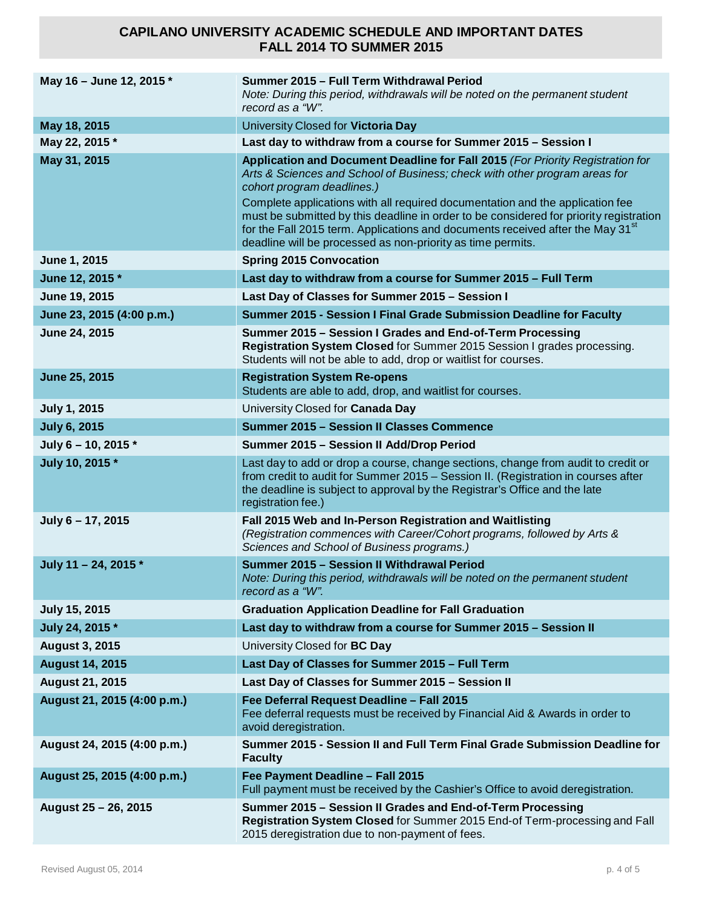# CAPILANO UNIVERSITY ACADEMIC SCHEDULE AND IMPORTANT DATES
# FALL 2014 TO SUMMER 2015

| Date | Event |
|---|---|
| **May 16 – June 12, 2015 \*** | **Summer 2015 – Full Term Withdrawal Period** *Note: During this period, withdrawals will be noted on the permanent student record as a "W".* |
| **May 18, 2015** | University Closed for **Victoria Day** |
| **May 22, 2015 \*** | **Last day to withdraw from a course for Summer 2015 – Session I** |
| **May 31, 2015** | **Application and Document Deadline for Fall 2015** *(For Priority Registration for Arts & Sciences and School of Business; check with other program areas for cohort program deadlines.)* Complete applications with all required documentation and the application fee must be submitted by this deadline in order to be considered for priority registration for the Fall 2015 term. Applications and documents received after the May 31st deadline will be processed as non-priority as time permits. |
| **June 1, 2015** | **Spring 2015 Convocation** |
| **June 12, 2015 \*** | **Last day to withdraw from a course for Summer 2015 – Full Term** |
| **June 19, 2015** | **Last Day of Classes for Summer 2015 – Session I** |
| **June 23, 2015 (4:00 p.m.)** | **Summer 2015 - Session I Final Grade Submission Deadline for Faculty** |
| **June 24, 2015** | **Summer 2015 – Session I Grades and End-of-Term Processing** **Registration System Closed** for Summer 2015 Session I grades processing. Students will not be able to add, drop or waitlist for courses. |
| **June 25, 2015** | **Registration System Re-opens** Students are able to add, drop, and waitlist for courses. |
| **July 1, 2015** | University Closed for **Canada Day** |
| **July 6, 2015** | **Summer 2015 – Session II Classes Commence** |
| **July 6 – 10, 2015 \*** | **Summer 2015 – Session II Add/Drop Period** |
| **July 10, 2015 \*** | Last day to add or drop a course, change sections, change from audit to credit or from credit to audit for Summer 2015 – Session II. (Registration in courses after the deadline is subject to approval by the Registrar's Office and the late registration fee.) |
| **July 6 – 17, 2015** | **Fall 2015 Web and In-Person Registration and Waitlisting** *(Registration commences with Career/Cohort programs, followed by Arts & Sciences and School of Business programs.)* |
| **July 11 – 24, 2015 \*** | **Summer 2015 – Session II Withdrawal Period** *Note: During this period, withdrawals will be noted on the permanent student record as a "W".* |
| **July 15, 2015** | **Graduation Application Deadline for Fall Graduation** |
| **July 24, 2015 \*** | **Last day to withdraw from a course for Summer 2015 – Session II** |
| **August 3, 2015** | University Closed for **BC Day** |
| **August 14, 2015** | **Last Day of Classes for Summer 2015 – Full Term** |
| **August 21, 2015** | **Last Day of Classes for Summer 2015 – Session II** |
| **August 21, 2015 (4:00 p.m.)** | **Fee Deferral Request Deadline – Fall 2015** Fee deferral requests must be received by Financial Aid & Awards in order to avoid deregistration. |
| **August 24, 2015 (4:00 p.m.)** | **Summer 2015 - Session II and Full Term Final Grade Submission Deadline for Faculty** |
| **August 25, 2015 (4:00 p.m.)** | **Fee Payment Deadline – Fall 2015** Full payment must be received by the Cashier's Office to avoid deregistration. |
| **August 25 – 26, 2015** | **Summer 2015 – Session II Grades and End-of-Term Processing** **Registration System Closed** for Summer 2015 End-of Term-processing and Fall 2015 deregistration due to non-payment of fees. |

Revised August 05, 2014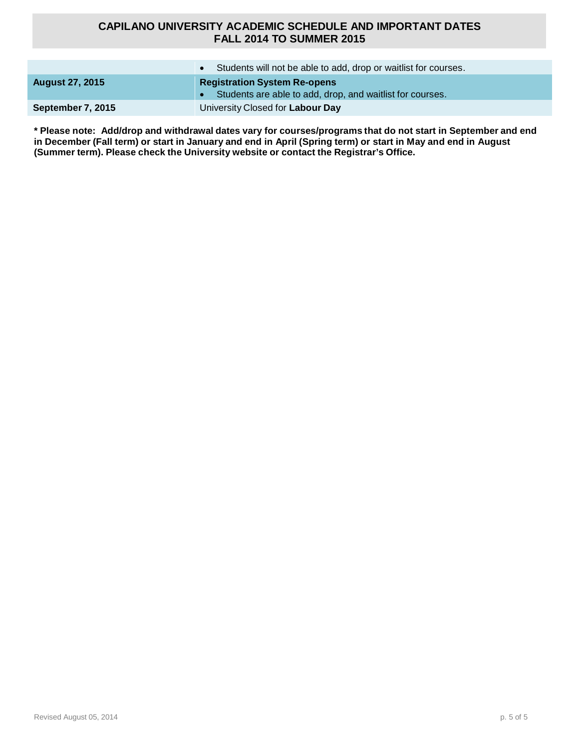| | |
|---|---|
| | • Students will not be able to add, drop or waitlist for courses. |
| **August 27, 2015** | **Registration System Re-opens**<br>• Students are able to add, drop, and waitlist for courses. |
| **September 7, 2015** | University Closed for **Labour Day** |

**\* Please note: Add/drop and withdrawal dates vary for courses/programs that do not start in September and end in December (Fall term) or start in January and end in April (Spring term) or start in May and end in August (Summer term). Please check the University website or contact the Registrar's Office.**